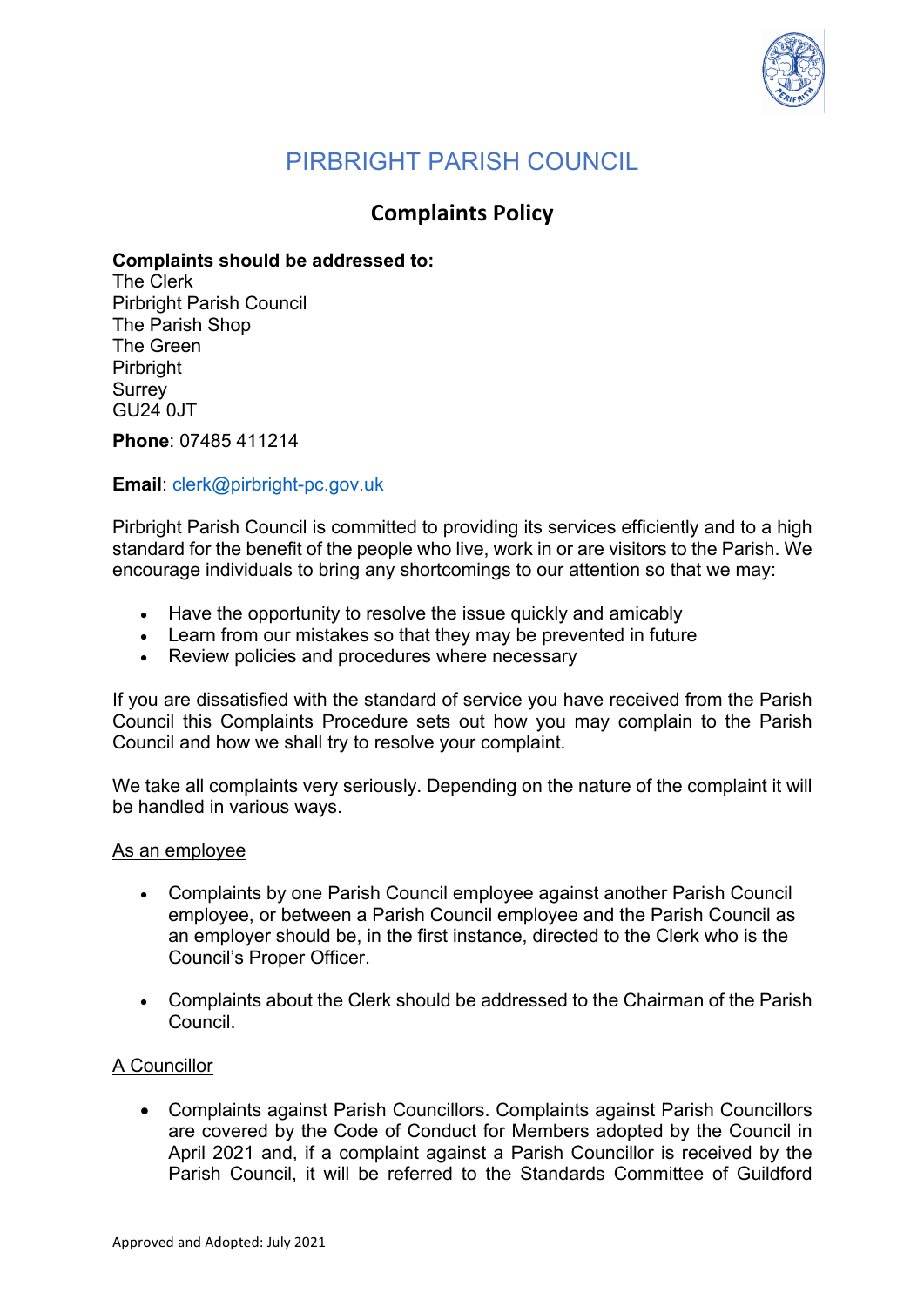// PIRBRIGHT PARISH COUNCIL

## Complaints Policy

**Complaints should be addressed to:**
The Clerk
Pirbright Parish Council
The Parish Shop
The Green
Pirbright
Surrey
GU24 0JT

**Phone**: 07485 411214

**Email**: clerk@pirbright-pc.gov.uk

Pirbright Parish Council is committed to providing its services efficiently and to a high standard for the benefit of the people who live, work in or are visitors to the Parish. We encourage individuals to bring any shortcomings to our attention so that we may:

- Have the opportunity to resolve the issue quickly and amicably
- Learn from our mistakes so that they may be prevented in future
- Review policies and procedures where necessary

If you are dissatisfied with the standard of service you have received from the Parish Council this Complaints Procedure sets out how you may complain to the Parish Council and how we shall try to resolve your complaint.

We take all complaints very seriously. Depending on the nature of the complaint it will be handled in various ways.

<u>As an employee</u>

- Complaints by one Parish Council employee against another Parish Council employee, or between a Parish Council employee and the Parish Council as an employer should be, in the first instance, directed to the Clerk who is the Council's Proper Officer.

- Complaints about the Clerk should be addressed to the Chairman of the Parish Council.

<u>A Councillor</u>

- Complaints against Parish Councillors. Complaints against Parish Councillors are covered by the Code of Conduct for Members adopted by the Council in April 2021 and, if a complaint against a Parish Councillor is received by the Parish Council, it will be referred to the Standards Committee of Guildford

Approved and Adopted: July 2021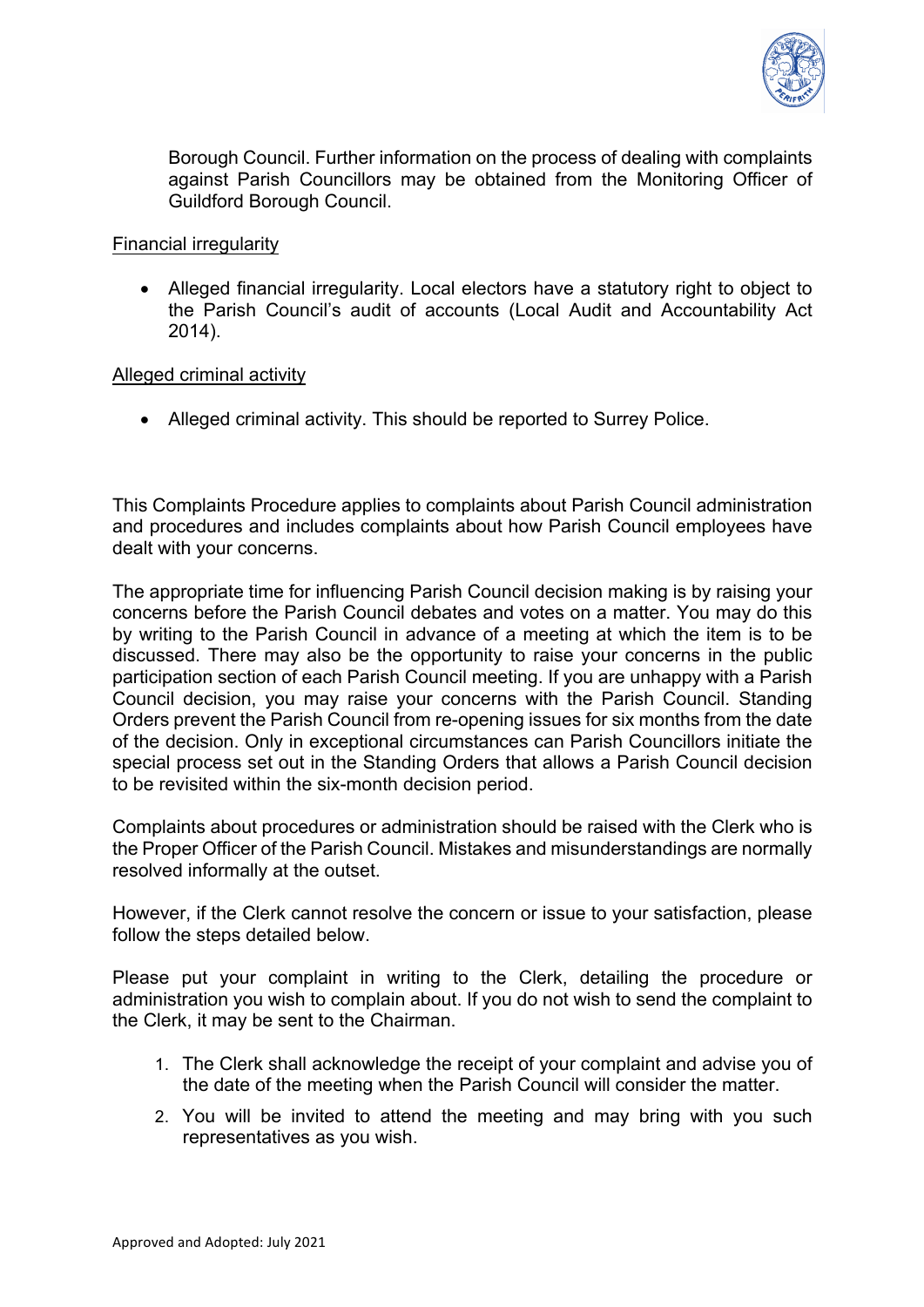Borough Council. Further information on the process of dealing with complaints against Parish Councillors may be obtained from the Monitoring Officer of Guildford Borough Council.

Financial irregularity

- Alleged financial irregularity. Local electors have a statutory right to object to the Parish Council's audit of accounts (Local Audit and Accountability Act 2014).

Alleged criminal activity

- Alleged criminal activity. This should be reported to Surrey Police.

This Complaints Procedure applies to complaints about Parish Council administration and procedures and includes complaints about how Parish Council employees have dealt with your concerns.

The appropriate time for influencing Parish Council decision making is by raising your concerns before the Parish Council debates and votes on a matter. You may do this by writing to the Parish Council in advance of a meeting at which the item is to be discussed. There may also be the opportunity to raise your concerns in the public participation section of each Parish Council meeting. If you are unhappy with a Parish Council decision, you may raise your concerns with the Parish Council. Standing Orders prevent the Parish Council from re-opening issues for six months from the date of the decision. Only in exceptional circumstances can Parish Councillors initiate the special process set out in the Standing Orders that allows a Parish Council decision to be revisited within the six-month decision period.

Complaints about procedures or administration should be raised with the Clerk who is the Proper Officer of the Parish Council. Mistakes and misunderstandings are normally resolved informally at the outset.

However, if the Clerk cannot resolve the concern or issue to your satisfaction, please follow the steps detailed below.

Please put your complaint in writing to the Clerk, detailing the procedure or administration you wish to complain about. If you do not wish to send the complaint to the Clerk, it may be sent to the Chairman.

1. The Clerk shall acknowledge the receipt of your complaint and advise you of the date of the meeting when the Parish Council will consider the matter.
2. You will be invited to attend the meeting and may bring with you such representatives as you wish.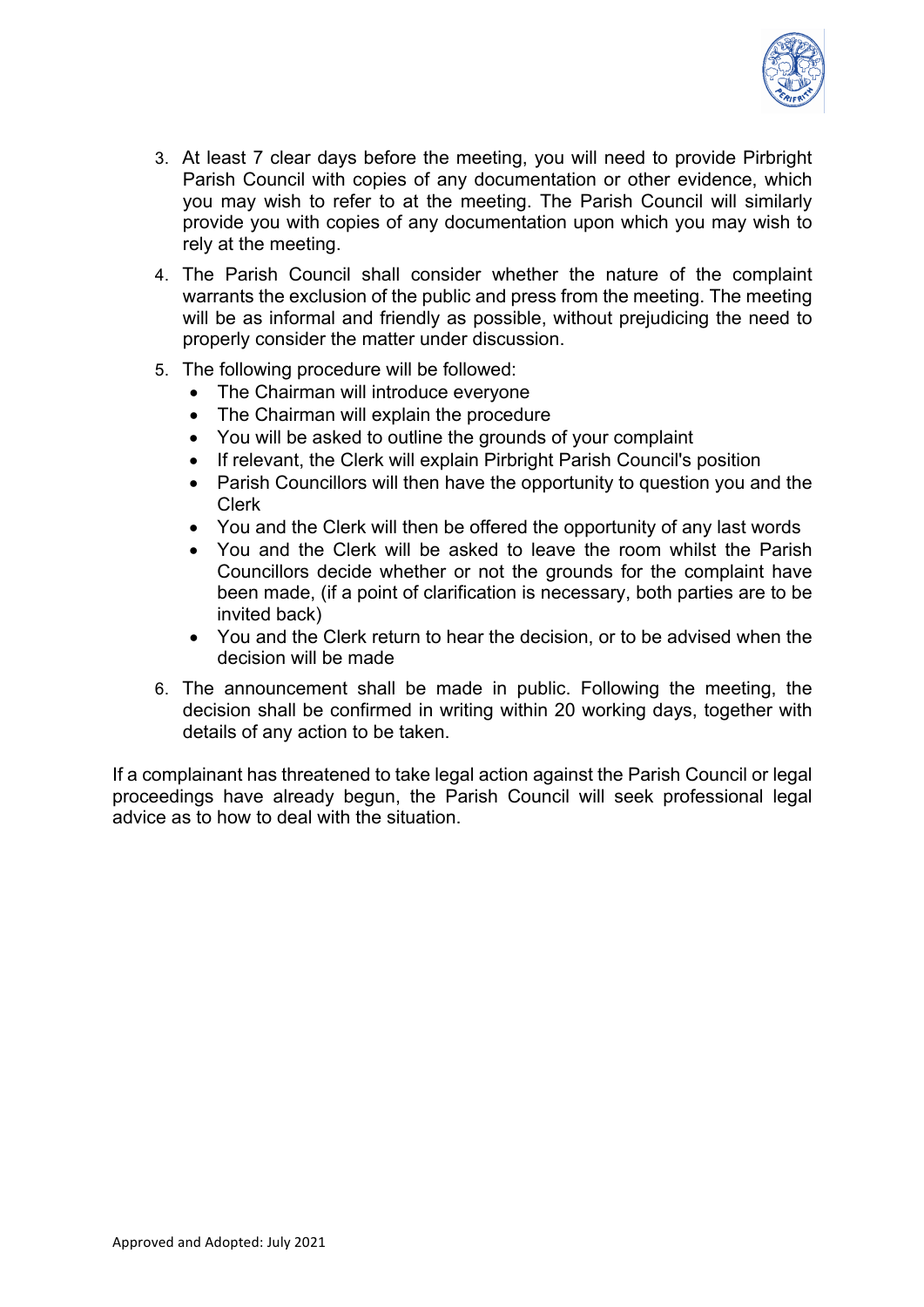3. At least 7 clear days before the meeting, you will need to provide Pirbright Parish Council with copies of any documentation or other evidence, which you may wish to refer to at the meeting. The Parish Council will similarly provide you with copies of any documentation upon which you may wish to rely at the meeting.
4. The Parish Council shall consider whether the nature of the complaint warrants the exclusion of the public and press from the meeting. The meeting will be as informal and friendly as possible, without prejudicing the need to properly consider the matter under discussion.
5. The following procedure will be followed:
   - The Chairman will introduce everyone
   - The Chairman will explain the procedure
   - You will be asked to outline the grounds of your complaint
   - If relevant, the Clerk will explain Pirbright Parish Council's position
   - Parish Councillors will then have the opportunity to question you and the Clerk
   - You and the Clerk will then be offered the opportunity of any last words
   - You and the Clerk will be asked to leave the room whilst the Parish Councillors decide whether or not the grounds for the complaint have been made, (if a point of clarification is necessary, both parties are to be invited back)
   - You and the Clerk return to hear the decision, or to be advised when the decision will be made
6. The announcement shall be made in public. Following the meeting, the decision shall be confirmed in writing within 20 working days, together with details of any action to be taken.

If a complainant has threatened to take legal action against the Parish Council or legal proceedings have already begun, the Parish Council will seek professional legal advice as to how to deal with the situation.

Approved and Adopted: July 2021